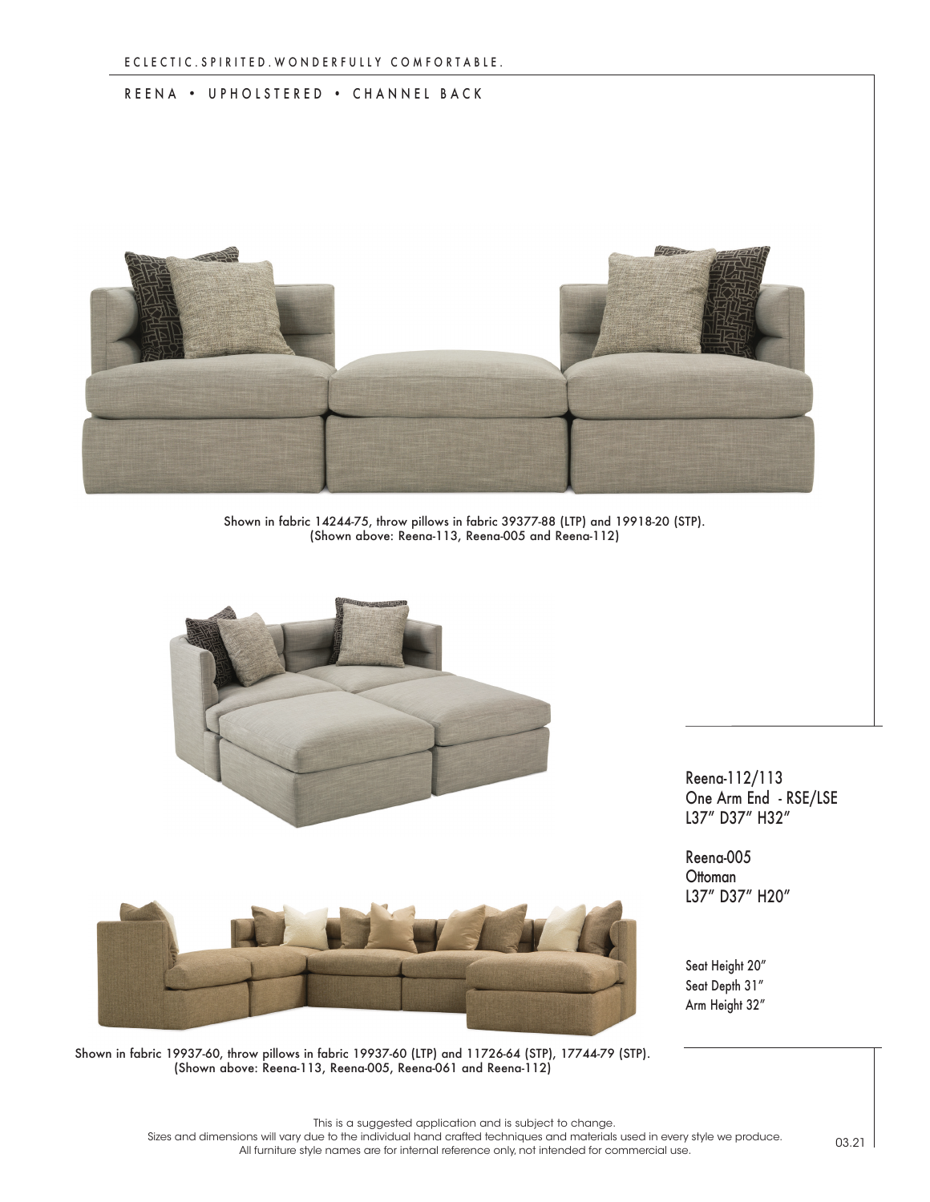ECLECTIC.SPIRITED.WONDERFULLY COMFORTABLE.

## REENA • UPHOLSTERED • CHANNEL BACK

Shown in fabric 14244-75, throw pillows in fabric 39377-88 (LTP) and 19918-20 (STP).
(Shown above: Reena-113, Reena-005 and Reena-112)

Reena-112/113
One Arm End - RSE/LSE
L37" D37" H32"

Reena-005
Ottoman
L37" D37" H20"

Seat Height 20"
Seat Depth 31"
Arm Height 32"

Shown in fabric 19937-60, throw pillows in fabric 19937-60 (LTP) and 11726-64 (STP), 17744-79 (STP).
(Shown above: Reena-113, Reena-005, Reena-061 and Reena-112)

This is a suggested application and is subject to change.
Sizes and dimensions will vary due to the individual hand crafted techniques and materials used in every style we produce.
All furniture style names are for internal reference only, not intended for commercial use.

03.21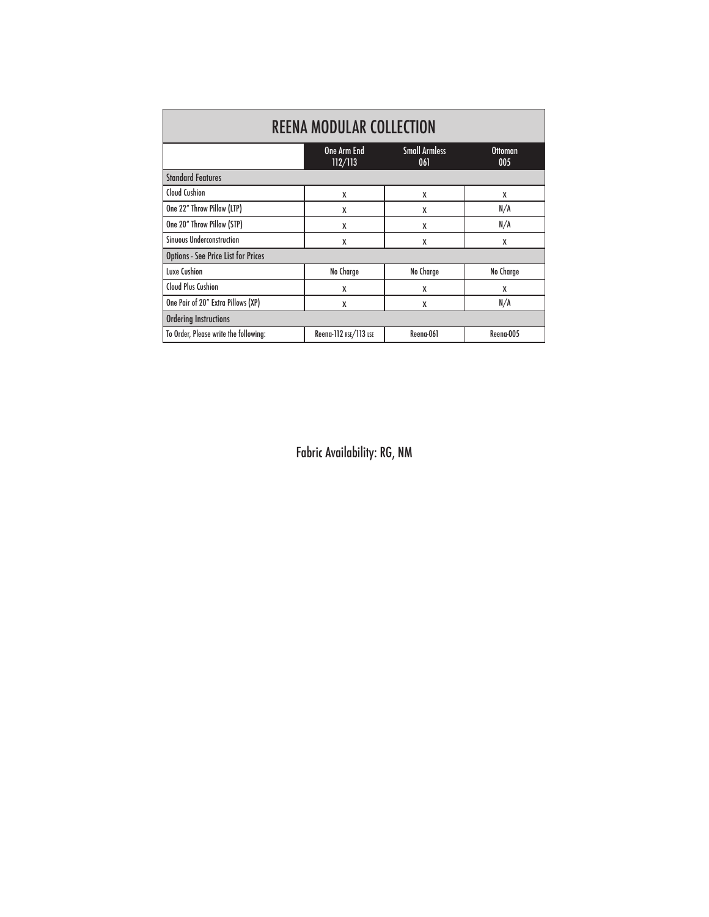# REENA MODULAR COLLECTION

| | One Arm End 112/113 | Small Armless 061 | Ottoman 005 |
|---|---|---|---|
| **Standard Features** | | | |
| Cloud Cushion | X | X | X |
| One 22" Throw Pillow (LTP) | X | X | N/A |
| One 20" Throw Pillow (STP) | X | X | N/A |
| Sinuous Underconstruction | X | X | X |
| **Options - See Price List for Prices** | | | |
| Luxe Cushion | No Charge | No Charge | No Charge |
| Cloud Plus Cushion | X | X | X |
| One Pair of 20" Extra Pillows (XP) | X | X | N/A |
| **Ordering Instructions** | | | |
| To Order, Please write the following: | Reena-112 RSE/113 LSE | Reena-061 | Reena-005 |

Fabric Availability: RG, NM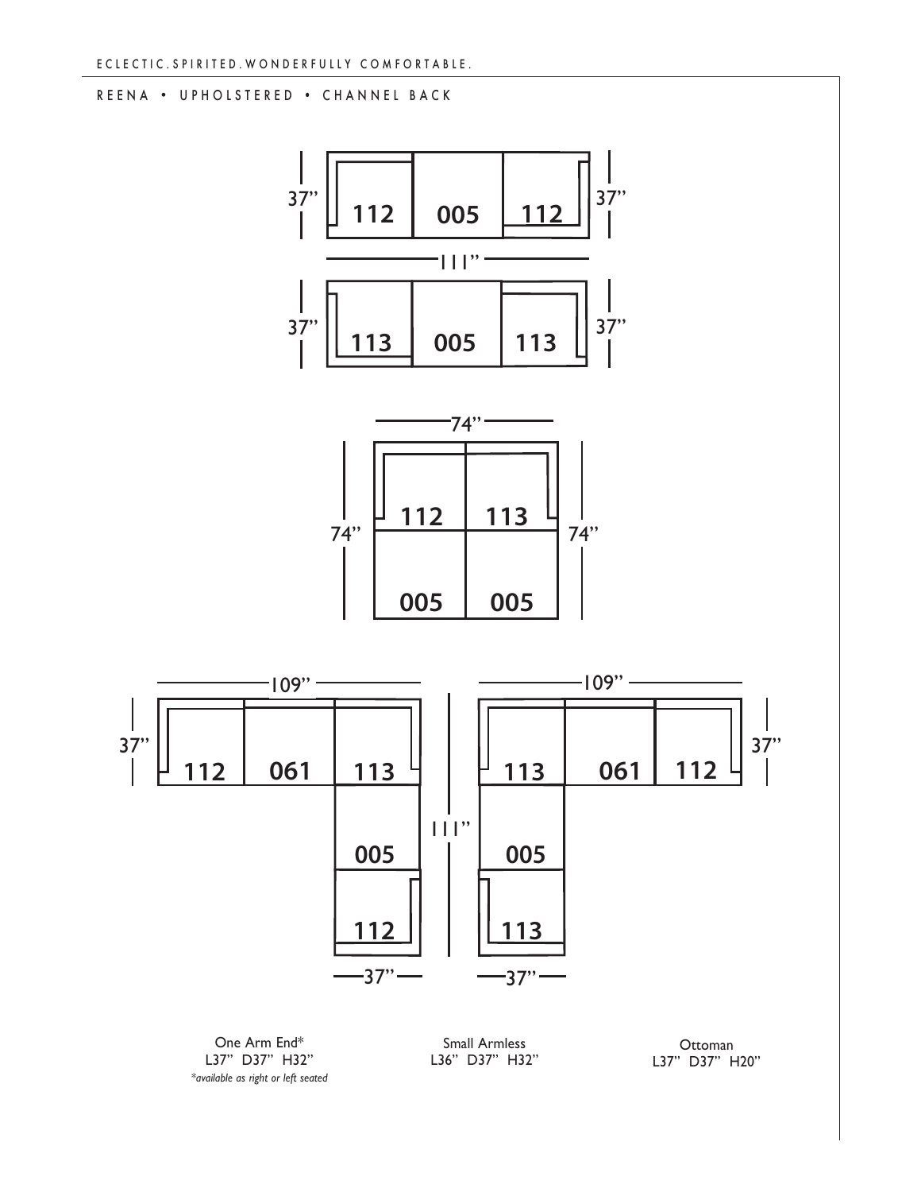ECLECTIC.SPIRITED.WONDERFULLY COMFORTABLE.

REENA • UPHOLSTERED • CHANNEL BACK

37"
112
005
112
37"

111"

37"
113
005
113
37"

74"
112
113
74"
74"
005
005

109"
37"
112
061
113
005
112
37"

111"

109"
113
061
112
37"
005
113
37"

One Arm End*
L37" D37" H32"
*available as right or left seated*

Small Armless
L36" D37" H32"

Ottoman
L37" D37" H20"